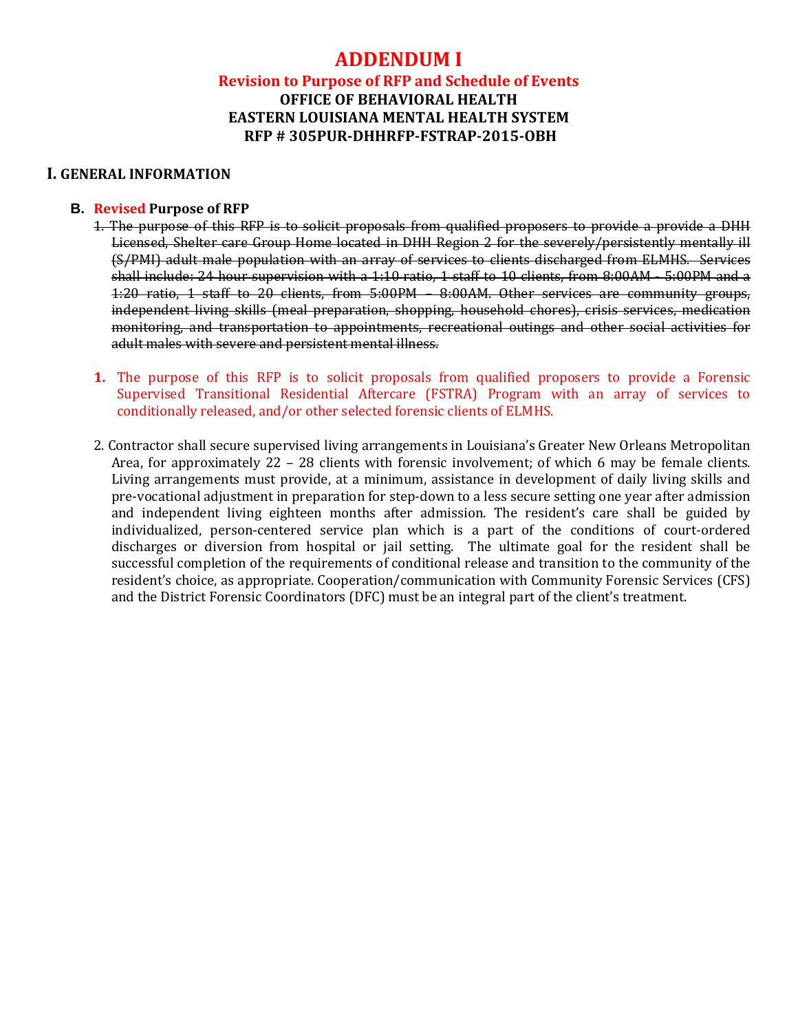# ADDENDUM I

## Revision to Purpose of RFP and Schedule of Events

## OFFICE OF BEHAVIORAL HEALTH
## EASTERN LOUISIANA MENTAL HEALTH SYSTEM
## RFP # 305PUR-DHHRFP-FSTRAP-2015-OBH

# I. GENERAL INFORMATION

## B. Revised Purpose of RFP

~~1. The purpose of this RFP is to solicit proposals from qualified proposers to provide a provide a DHH Licensed, Shelter care Group Home located in DHH Region 2 for the severely/persistently mentally ill (S/PMI) adult male population with an array of services to clients discharged from ELMHS. Services shall include: 24 hour supervision with a 1:10 ratio, 1 staff to 10 clients, from 8:00AM - 5:00PM and a 1:20 ratio, 1 staff to 20 clients, from 5:00PM – 8:00AM. Other services are community groups, independent living skills (meal preparation, shopping, household chores), crisis services, medication monitoring, and transportation to appointments, recreational outings and other social activities for adult males with severe and persistent mental illness.~~

1. The purpose of this RFP is to solicit proposals from qualified proposers to provide a Forensic Supervised Transitional Residential Aftercare (FSTRA) Program with an array of services to conditionally released, and/or other selected forensic clients of ELMHS.

2. Contractor shall secure supervised living arrangements in Louisiana's Greater New Orleans Metropolitan Area, for approximately 22 – 28 clients with forensic involvement; of which 6 may be female clients. Living arrangements must provide, at a minimum, assistance in development of daily living skills and pre-vocational adjustment in preparation for step-down to a less secure setting one year after admission and independent living eighteen months after admission. The resident's care shall be guided by individualized, person-centered service plan which is a part of the conditions of court-ordered discharges or diversion from hospital or jail setting. The ultimate goal for the resident shall be successful completion of the requirements of conditional release and transition to the community of the resident's choice, as appropriate. Cooperation/communication with Community Forensic Services (CFS) and the District Forensic Coordinators (DFC) must be an integral part of the client's treatment.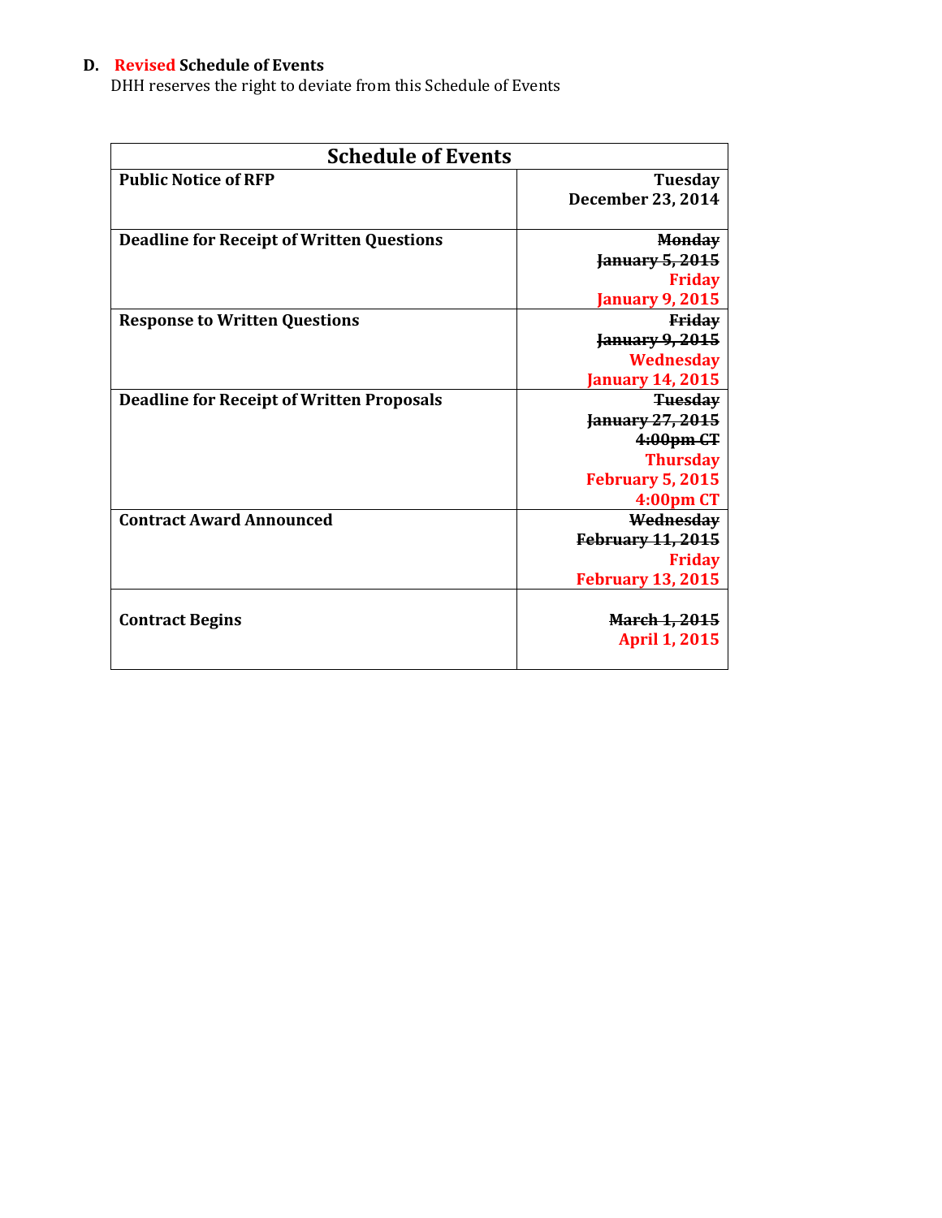**D. Revised Schedule of Events**

DHH reserves the right to deviate from this Schedule of Events

| Schedule of Events | |
|---|---|
| **Public Notice of RFP** | **Tuesday December 23, 2014** |
| **Deadline for Receipt of Written Questions** | ~~**Monday January 5, 2015**~~ **Friday January 9, 2015** |
| **Response to Written Questions** | ~~**Friday January 9, 2015**~~ **Wednesday January 14, 2015** |
| **Deadline for Receipt of Written Proposals** | ~~**Tuesday January 27, 2015 4:00pm CT**~~ **Thursday February 5, 2015 4:00pm CT** |
| **Contract Award Announced** | ~~**Wednesday February 11, 2015**~~ **Friday February 13, 2015** |
| **Contract Begins** | ~~**March 1, 2015**~~ **April 1, 2015** |